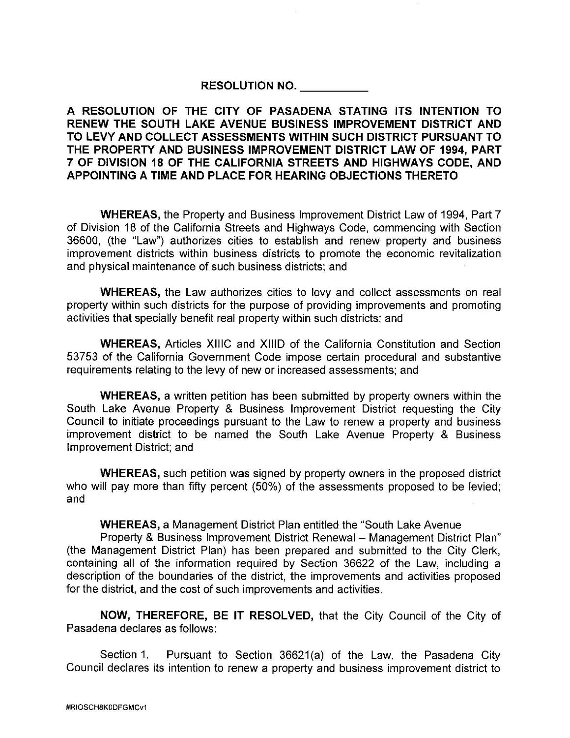RESOLUTION NO. __________

**A RESOLUTION OF THE CITY OF PASADENA STATING ITS INTENTION TO RENEW THE SOUTH LAKE AVENUE BUSINESS IMPROVEMENT DISTRICT AND TO LEVY AND COLLECT ASSESSMENTS WITHIN SUCH DISTRICT PURSUANT TO THE PROPERTY AND BUSINESS IMPROVEMENT DISTRICT LAW OF 1994, PART 7 OF DIVISION 18 OF THE CALIFORNIA STREETS AND HIGHWAYS CODE, AND APPOINTING A TIME AND PLACE FOR HEARING OBJECTIONS THERETO**

**WHEREAS,** the Property and Business Improvement District Law of 1994, Part 7 of Division 18 of the California Streets and Highways Code, commencing with Section 36600, (the "Law") authorizes cities to establish and renew property and business improvement districts within business districts to promote the economic revitalization and physical maintenance of such business districts; and

**WHEREAS,** the Law authorizes cities to levy and collect assessments on real property within such districts for the purpose of providing improvements and promoting activities that specially benefit real property within such districts; and

**WHEREAS,** Articles XIIIC and XIIID of the California Constitution and Section 53753 of the California Government Code impose certain procedural and substantive requirements relating to the levy of new or increased assessments; and

**WHEREAS,** a written petition has been submitted by property owners within the South Lake Avenue Property & Business Improvement District requesting the City Council to initiate proceedings pursuant to the Law to renew a property and business improvement district to be named the South Lake Avenue Property & Business Improvement District; and

**WHEREAS,** such petition was signed by property owners in the proposed district who will pay more than fifty percent (50%) of the assessments proposed to be levied; and

**WHEREAS,** a Management District Plan entitled the "South Lake Avenue Property & Business Improvement District Renewal – Management District Plan" (the Management District Plan) has been prepared and submitted to the City Clerk, containing all of the information required by Section 36622 of the Law, including a description of the boundaries of the district, the improvements and activities proposed for the district, and the cost of such improvements and activities.

**NOW, THEREFORE, BE IT RESOLVED,** that the City Council of the City of Pasadena declares as follows:

Section 1. Pursuant to Section 36621(a) of the Law, the Pasadena City Council declares its intention to renew a property and business improvement district to

#RIOSCH8K0DFGMCv1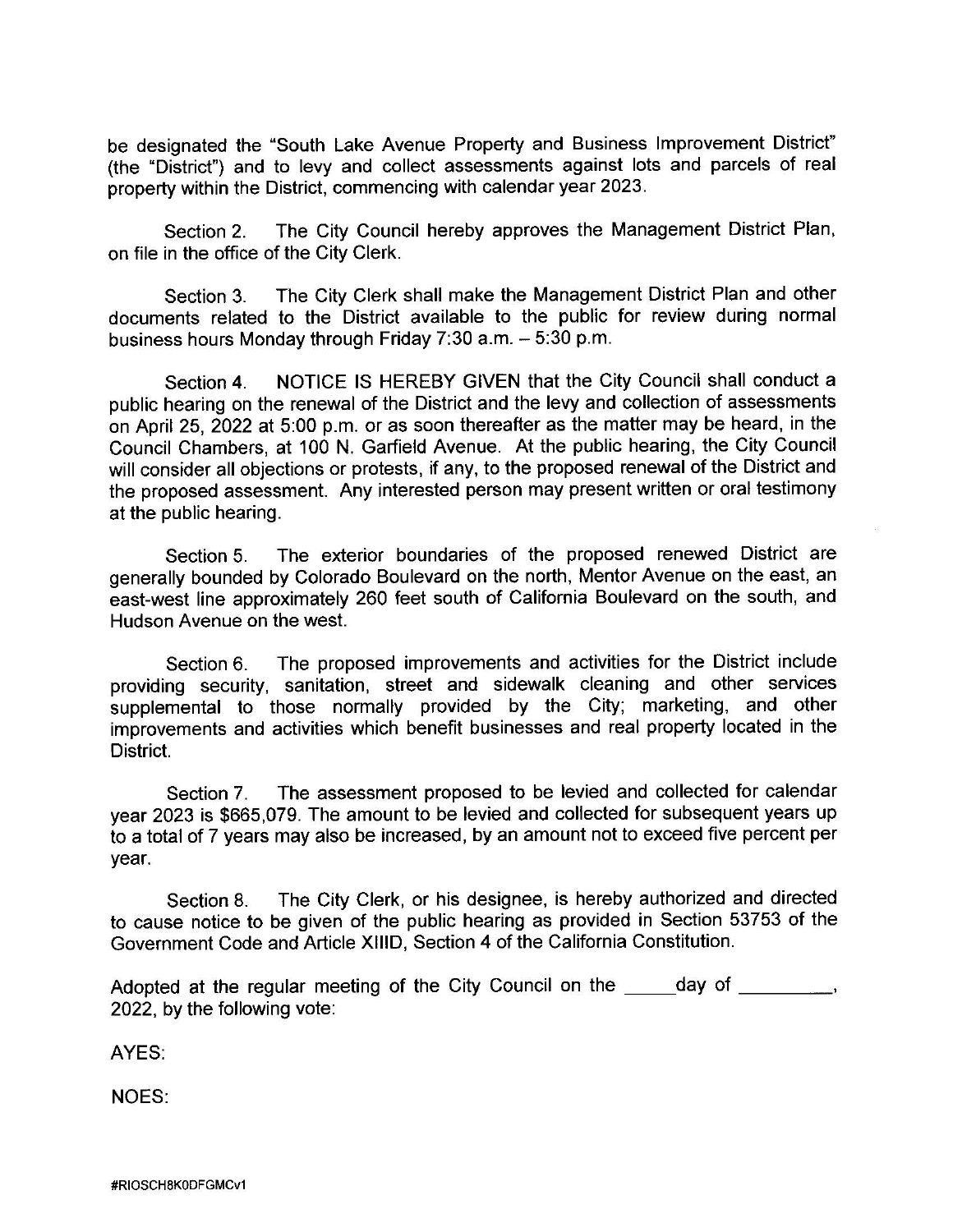be designated the "South Lake Avenue Property and Business Improvement District" (the "District") and to levy and collect assessments against lots and parcels of real property within the District, commencing with calendar year 2023.

Section 2. The City Council hereby approves the Management District Plan, on file in the office of the City Clerk.

Section 3. The City Clerk shall make the Management District Plan and other documents related to the District available to the public for review during normal business hours Monday through Friday 7:30 a.m. – 5:30 p.m.

Section 4. NOTICE IS HEREBY GIVEN that the City Council shall conduct a public hearing on the renewal of the District and the levy and collection of assessments on April 25, 2022 at 5:00 p.m. or as soon thereafter as the matter may be heard, in the Council Chambers, at 100 N. Garfield Avenue. At the public hearing, the City Council will consider all objections or protests, if any, to the proposed renewal of the District and the proposed assessment. Any interested person may present written or oral testimony at the public hearing.

Section 5. The exterior boundaries of the proposed renewed District are generally bounded by Colorado Boulevard on the north, Mentor Avenue on the east, an east-west line approximately 260 feet south of California Boulevard on the south, and Hudson Avenue on the west.

Section 6. The proposed improvements and activities for the District include providing security, sanitation, street and sidewalk cleaning and other services supplemental to those normally provided by the City; marketing, and other improvements and activities which benefit businesses and real property located in the District.

Section 7. The assessment proposed to be levied and collected for calendar year 2023 is $665,079. The amount to be levied and collected for subsequent years up to a total of 7 years may also be increased, by an amount not to exceed five percent per year.

Section 8. The City Clerk, or his designee, is hereby authorized and directed to cause notice to be given of the public hearing as provided in Section 53753 of the Government Code and Article XIIID, Section 4 of the California Constitution.

Adopted at the regular meeting of the City Council on the _____ day of _________, 2022, by the following vote:

AYES:

NOES:

#RIOSCH8K0DFGMCv1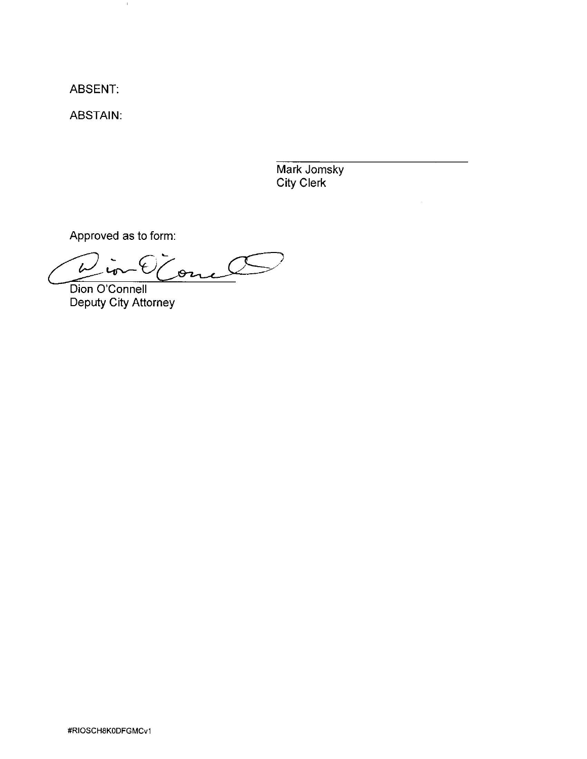ABSENT:

ABSTAIN:

\_\_\_\_\_\_\_\_\_\_\_\_\_\_\_\_\_\_\_\_\_\_\_\_\_\_\_\_\_\_\_\_

Mark Jomsky
City Clerk

Approved as to form:

Dion O'Connell
Deputy City Attorney

#RIOSCH8K0DFGMCv1